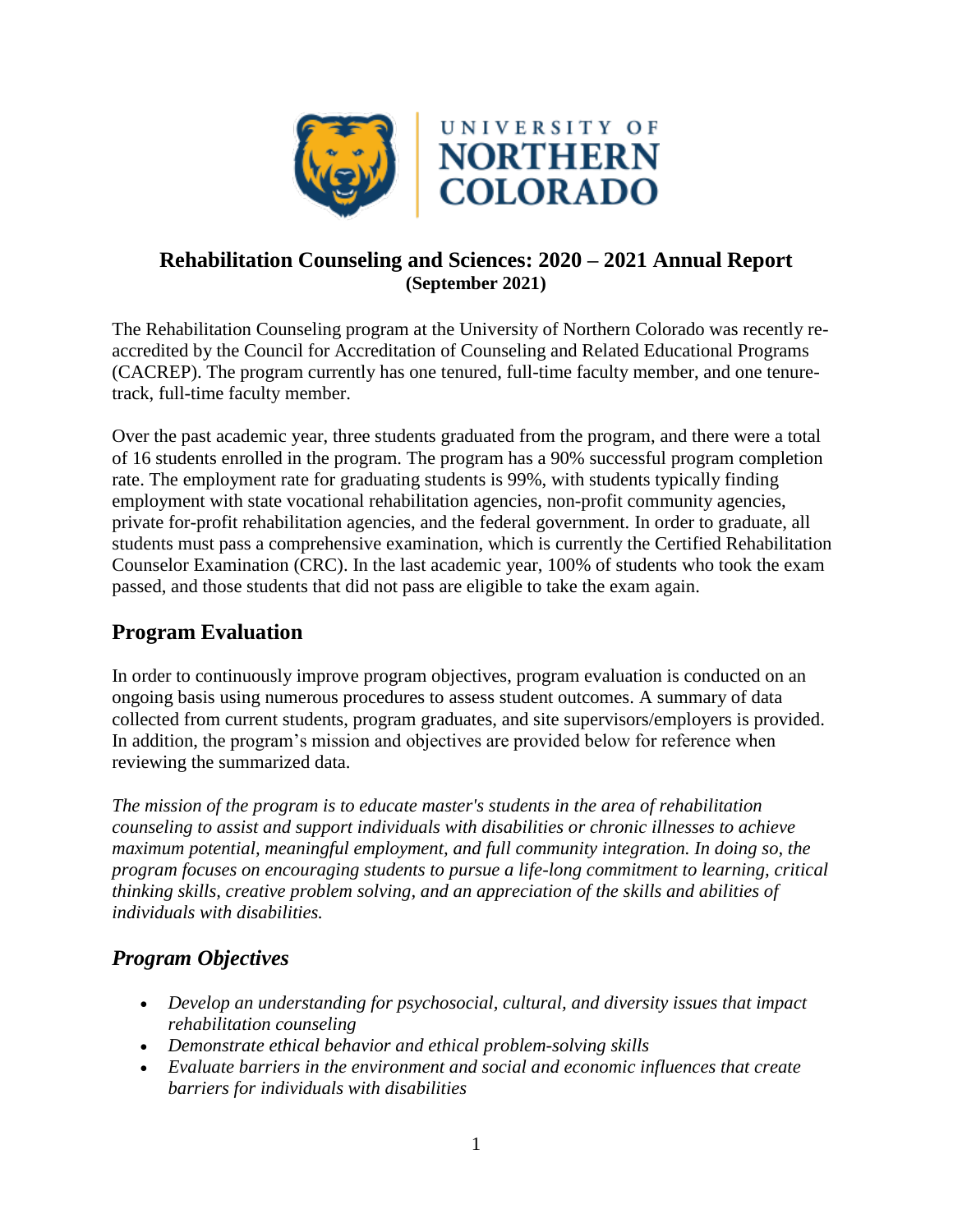# Rehabilitation Counseling and Sciences: 2020 – 2021 Annual Report
**(September 2021)**

The Rehabilitation Counseling program at the University of Northern Colorado was recently re-accredited by the Council for Accreditation of Counseling and Related Educational Programs (CACREP). The program currently has one tenured, full-time faculty member, and one tenure-track, full-time faculty member.

Over the past academic year, three students graduated from the program, and there were a total of 16 students enrolled in the program. The program has a 90% successful program completion rate. The employment rate for graduating students is 99%, with students typically finding employment with state vocational rehabilitation agencies, non-profit community agencies, private for-profit rehabilitation agencies, and the federal government. In order to graduate, all students must pass a comprehensive examination, which is currently the Certified Rehabilitation Counselor Examination (CRC). In the last academic year, 100% of students who took the exam passed, and those students that did not pass are eligible to take the exam again.

## Program Evaluation

In order to continuously improve program objectives, program evaluation is conducted on an ongoing basis using numerous procedures to assess student outcomes. A summary of data collected from current students, program graduates, and site supervisors/employers is provided. In addition, the program's mission and objectives are provided below for reference when reviewing the summarized data.

*The mission of the program is to educate master's students in the area of rehabilitation counseling to assist and support individuals with disabilities or chronic illnesses to achieve maximum potential, meaningful employment, and full community integration. In doing so, the program focuses on encouraging students to pursue a life-long commitment to learning, critical thinking skills, creative problem solving, and an appreciation of the skills and abilities of individuals with disabilities.*

## *Program Objectives*

- *Develop an understanding for psychosocial, cultural, and diversity issues that impact rehabilitation counseling*
- *Demonstrate ethical behavior and ethical problem-solving skills*
- *Evaluate barriers in the environment and social and economic influences that create barriers for individuals with disabilities*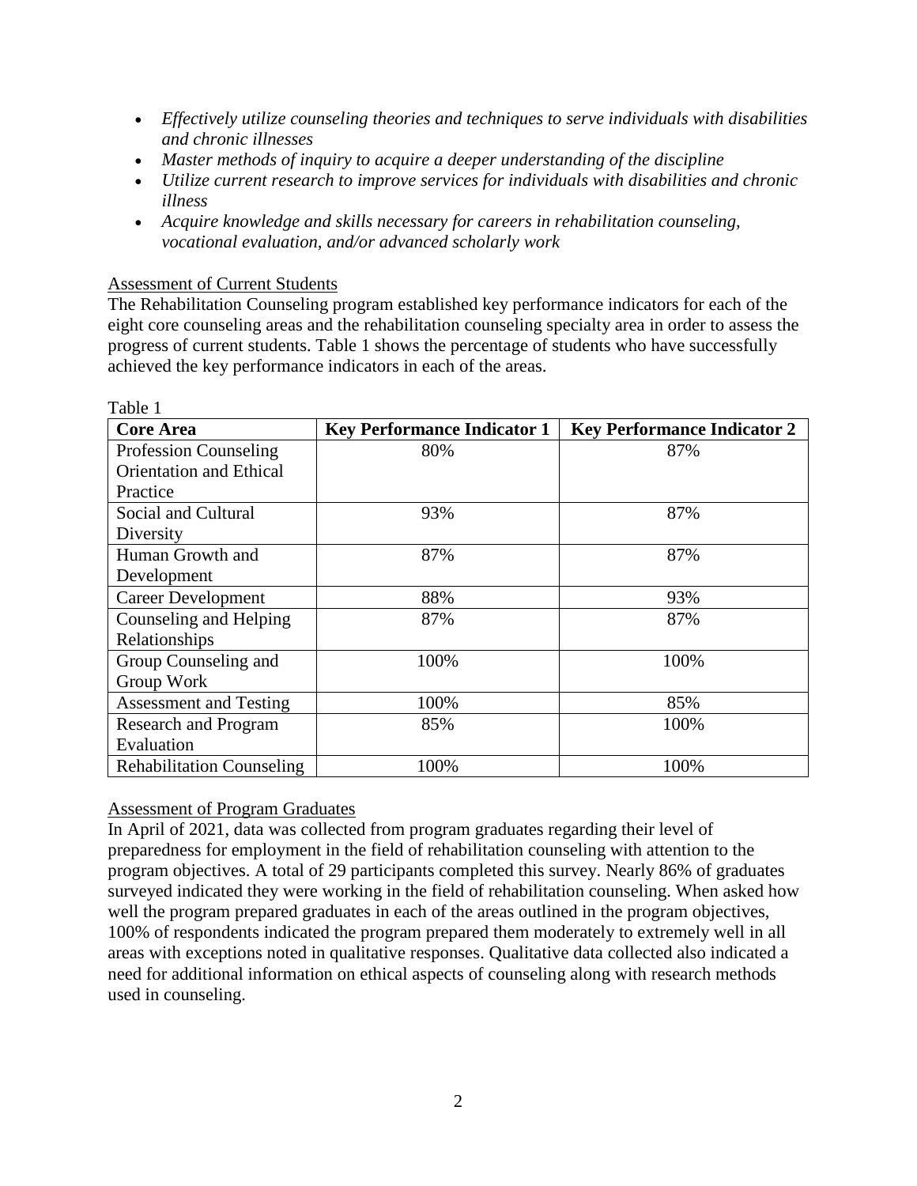- *Effectively utilize counseling theories and techniques to serve individuals with disabilities and chronic illnesses*
- *Master methods of inquiry to acquire a deeper understanding of the discipline*
- *Utilize current research to improve services for individuals with disabilities and chronic illness*
- *Acquire knowledge and skills necessary for careers in rehabilitation counseling, vocational evaluation, and/or advanced scholarly work*

<u>Assessment of Current Students</u>

The Rehabilitation Counseling program established key performance indicators for each of the eight core counseling areas and the rehabilitation counseling specialty area in order to assess the progress of current students. Table 1 shows the percentage of students who have successfully achieved the key performance indicators in each of the areas.

Table 1

| **Core Area** | **Key Performance Indicator 1** | **Key Performance Indicator 2** |
|---|---|---|
| Profession Counseling Orientation and Ethical Practice | 80% | 87% |
| Social and Cultural Diversity | 93% | 87% |
| Human Growth and Development | 87% | 87% |
| Career Development | 88% | 93% |
| Counseling and Helping Relationships | 87% | 87% |
| Group Counseling and Group Work | 100% | 100% |
| Assessment and Testing | 100% | 85% |
| Research and Program Evaluation | 85% | 100% |
| Rehabilitation Counseling | 100% | 100% |

<u>Assessment of Program Graduates</u>

In April of 2021, data was collected from program graduates regarding their level of preparedness for employment in the field of rehabilitation counseling with attention to the program objectives. A total of 29 participants completed this survey. Nearly 86% of graduates surveyed indicated they were working in the field of rehabilitation counseling. When asked how well the program prepared graduates in each of the areas outlined in the program objectives, 100% of respondents indicated the program prepared them moderately to extremely well in all areas with exceptions noted in qualitative responses. Qualitative data collected also indicated a need for additional information on ethical aspects of counseling along with research methods used in counseling.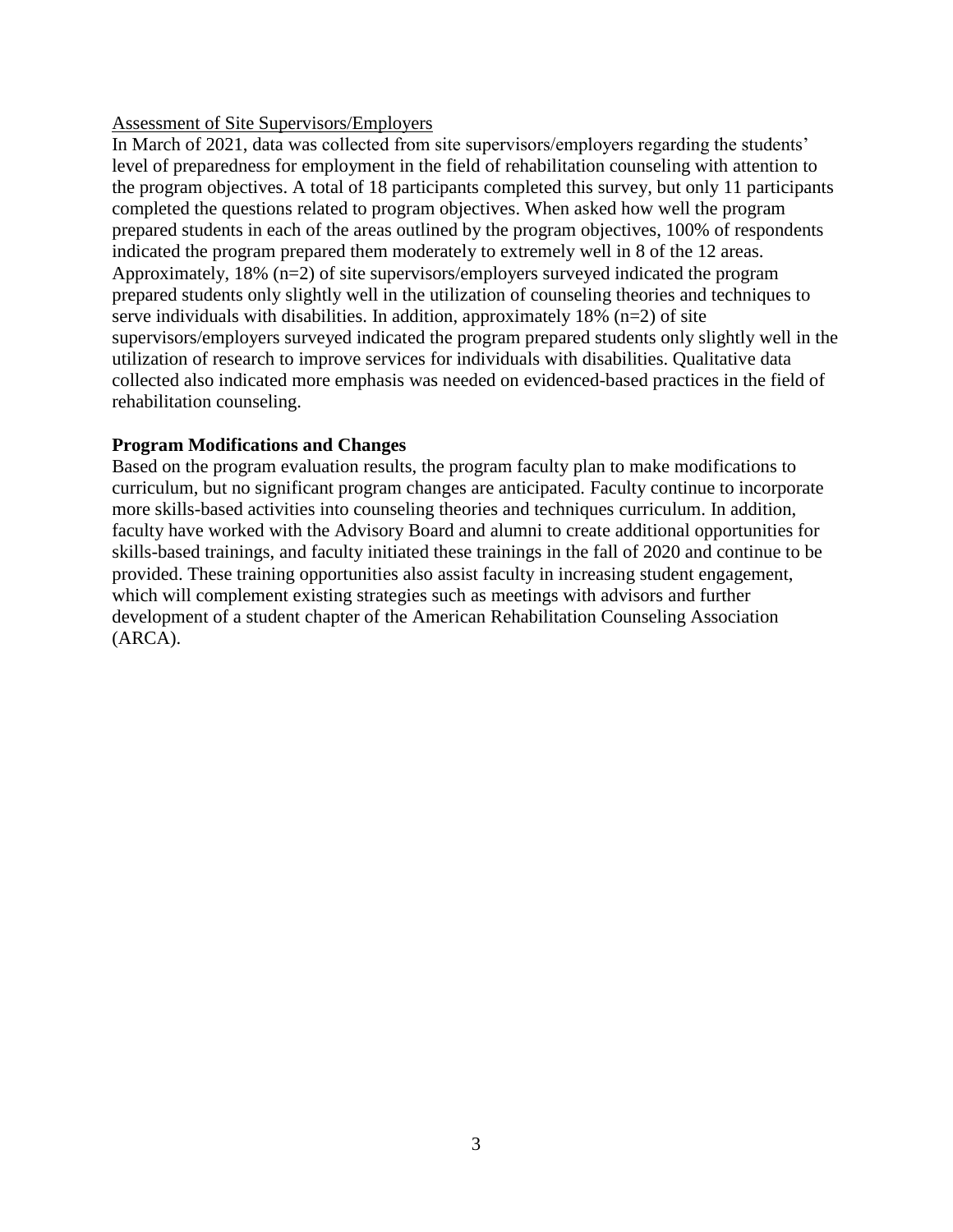Assessment of Site Supervisors/Employers

In March of 2021, data was collected from site supervisors/employers regarding the students' level of preparedness for employment in the field of rehabilitation counseling with attention to the program objectives. A total of 18 participants completed this survey, but only 11 participants completed the questions related to program objectives. When asked how well the program prepared students in each of the areas outlined by the program objectives, 100% of respondents indicated the program prepared them moderately to extremely well in 8 of the 12 areas. Approximately, 18% (n=2) of site supervisors/employers surveyed indicated the program prepared students only slightly well in the utilization of counseling theories and techniques to serve individuals with disabilities. In addition, approximately 18% (n=2) of site supervisors/employers surveyed indicated the program prepared students only slightly well in the utilization of research to improve services for individuals with disabilities. Qualitative data collected also indicated more emphasis was needed on evidenced-based practices in the field of rehabilitation counseling.

**Program Modifications and Changes**

Based on the program evaluation results, the program faculty plan to make modifications to curriculum, but no significant program changes are anticipated. Faculty continue to incorporate more skills-based activities into counseling theories and techniques curriculum. In addition, faculty have worked with the Advisory Board and alumni to create additional opportunities for skills-based trainings, and faculty initiated these trainings in the fall of 2020 and continue to be provided. These training opportunities also assist faculty in increasing student engagement, which will complement existing strategies such as meetings with advisors and further development of a student chapter of the American Rehabilitation Counseling Association (ARCA).